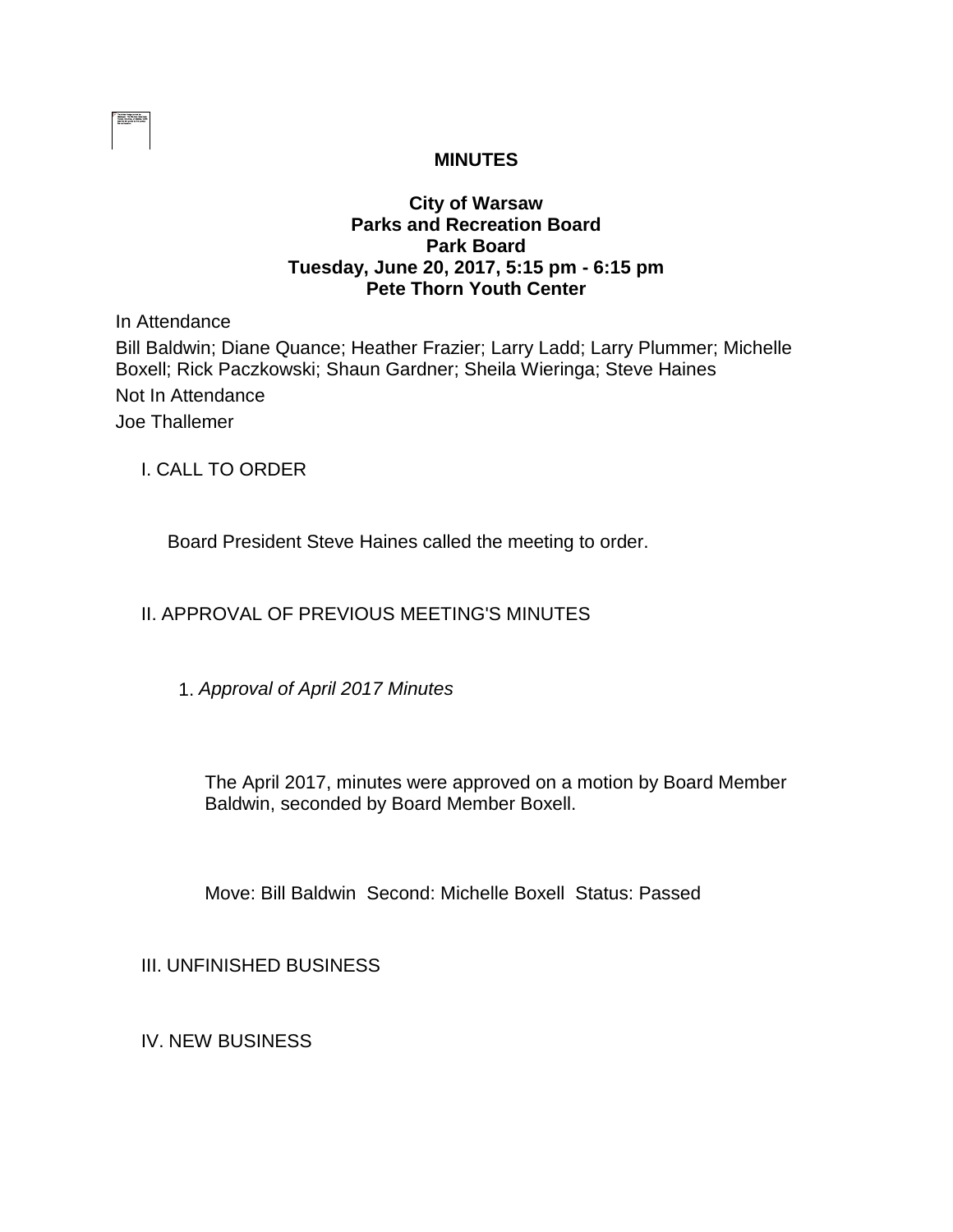**MINUTES**

**City of Warsaw**
**Parks and Recreation Board**
**Park Board**
**Tuesday, June 20, 2017, 5:15 pm - 6:15 pm**
**Pete Thorn Youth Center**

In Attendance

Bill Baldwin; Diane Quance; Heather Frazier; Larry Ladd; Larry Plummer; Michelle Boxell; Rick Paczkowski; Shaun Gardner; Sheila Wieringa; Steve Haines

Not In Attendance

Joe Thallemer

I. CALL TO ORDER

Board President Steve Haines called the meeting to order.

II. APPROVAL OF PREVIOUS MEETING'S MINUTES

1. *Approval of April 2017 Minutes*

The April 2017, minutes were approved on a motion by Board Member Baldwin, seconded by Board Member Boxell.

Move: Bill Baldwin Second: Michelle Boxell Status: Passed

III. UNFINISHED BUSINESS

IV. NEW BUSINESS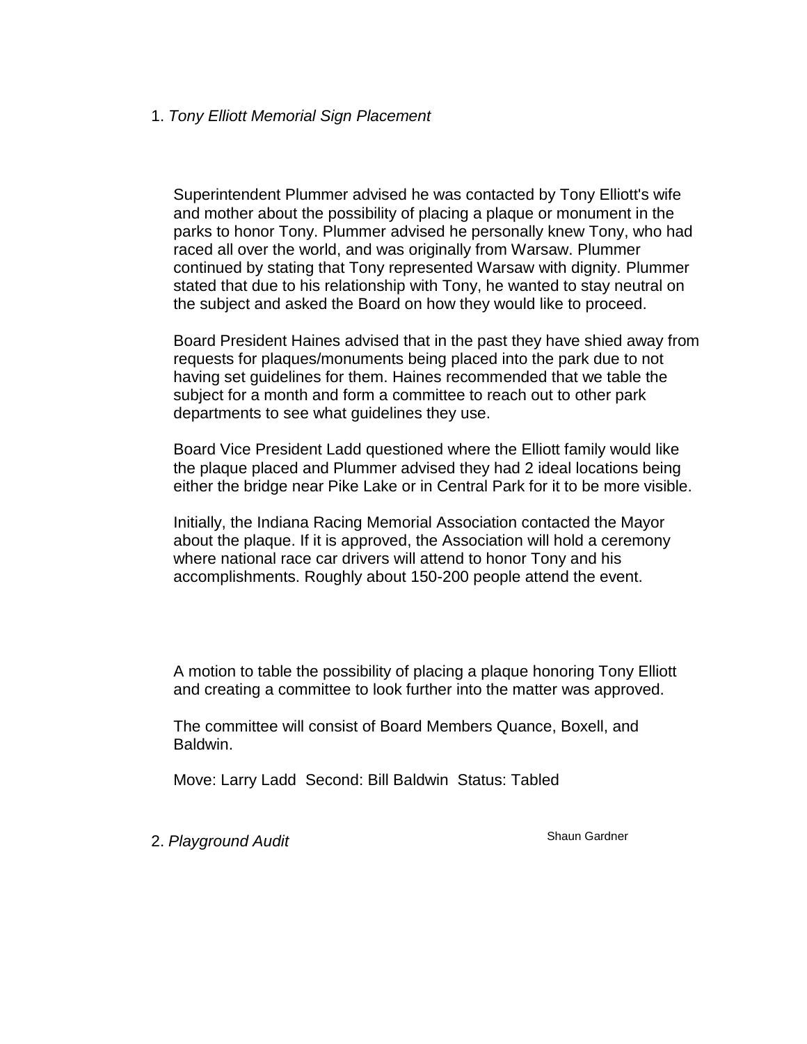1. *Tony Elliott Memorial Sign Placement*

Superintendent Plummer advised he was contacted by Tony Elliott's wife and mother about the possibility of placing a plaque or monument in the parks to honor Tony. Plummer advised he personally knew Tony, who had raced all over the world, and was originally from Warsaw. Plummer continued by stating that Tony represented Warsaw with dignity. Plummer stated that due to his relationship with Tony, he wanted to stay neutral on the subject and asked the Board on how they would like to proceed.

Board President Haines advised that in the past they have shied away from requests for plaques/monuments being placed into the park due to not having set guidelines for them. Haines recommended that we table the subject for a month and form a committee to reach out to other park departments to see what guidelines they use.

Board Vice President Ladd questioned where the Elliott family would like the plaque placed and Plummer advised they had 2 ideal locations being either the bridge near Pike Lake or in Central Park for it to be more visible.

Initially, the Indiana Racing Memorial Association contacted the Mayor about the plaque. If it is approved, the Association will hold a ceremony where national race car drivers will attend to honor Tony and his accomplishments. Roughly about 150-200 people attend the event.

A motion to table the possibility of placing a plaque honoring Tony Elliott and creating a committee to look further into the matter was approved.

The committee will consist of Board Members Quance, Boxell, and Baldwin.

Move: Larry Ladd Second: Bill Baldwin Status: Tabled

2. *Playground Audit* Shaun Gardner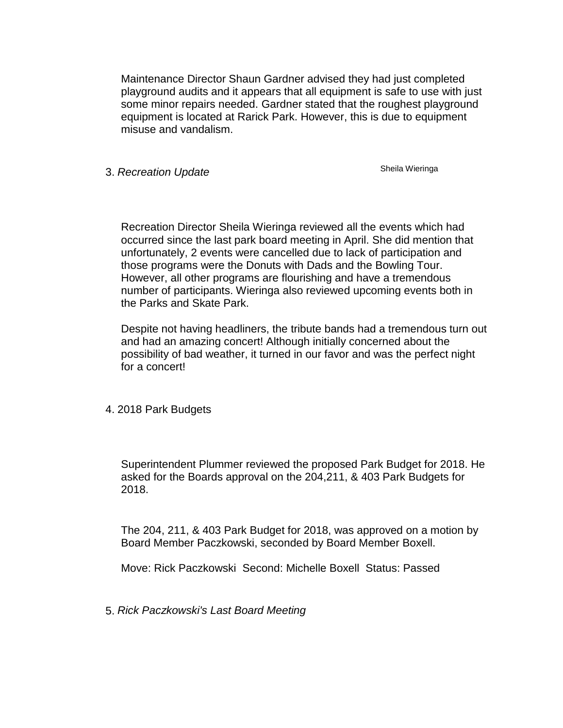Maintenance Director Shaun Gardner advised they had just completed playground audits and it appears that all equipment is safe to use with just some minor repairs needed. Gardner stated that the roughest playground equipment is located at Rarick Park. However, this is due to equipment misuse and vandalism.

3. *Recreation Update* Sheila Wieringa

Recreation Director Sheila Wieringa reviewed all the events which had occurred since the last park board meeting in April. She did mention that unfortunately, 2 events were cancelled due to lack of participation and those programs were the Donuts with Dads and the Bowling Tour. However, all other programs are flourishing and have a tremendous number of participants. Wieringa also reviewed upcoming events both in the Parks and Skate Park.

Despite not having headliners, the tribute bands had a tremendous turn out and had an amazing concert! Although initially concerned about the possibility of bad weather, it turned in our favor and was the perfect night for a concert!

4. 2018 Park Budgets

Superintendent Plummer reviewed the proposed Park Budget for 2018. He asked for the Boards approval on the 204,211, & 403 Park Budgets for 2018.

The 204, 211, & 403 Park Budget for 2018, was approved on a motion by Board Member Paczkowski, seconded by Board Member Boxell.

Move: Rick Paczkowski Second: Michelle Boxell Status: Passed

5. *Rick Paczkowski's Last Board Meeting*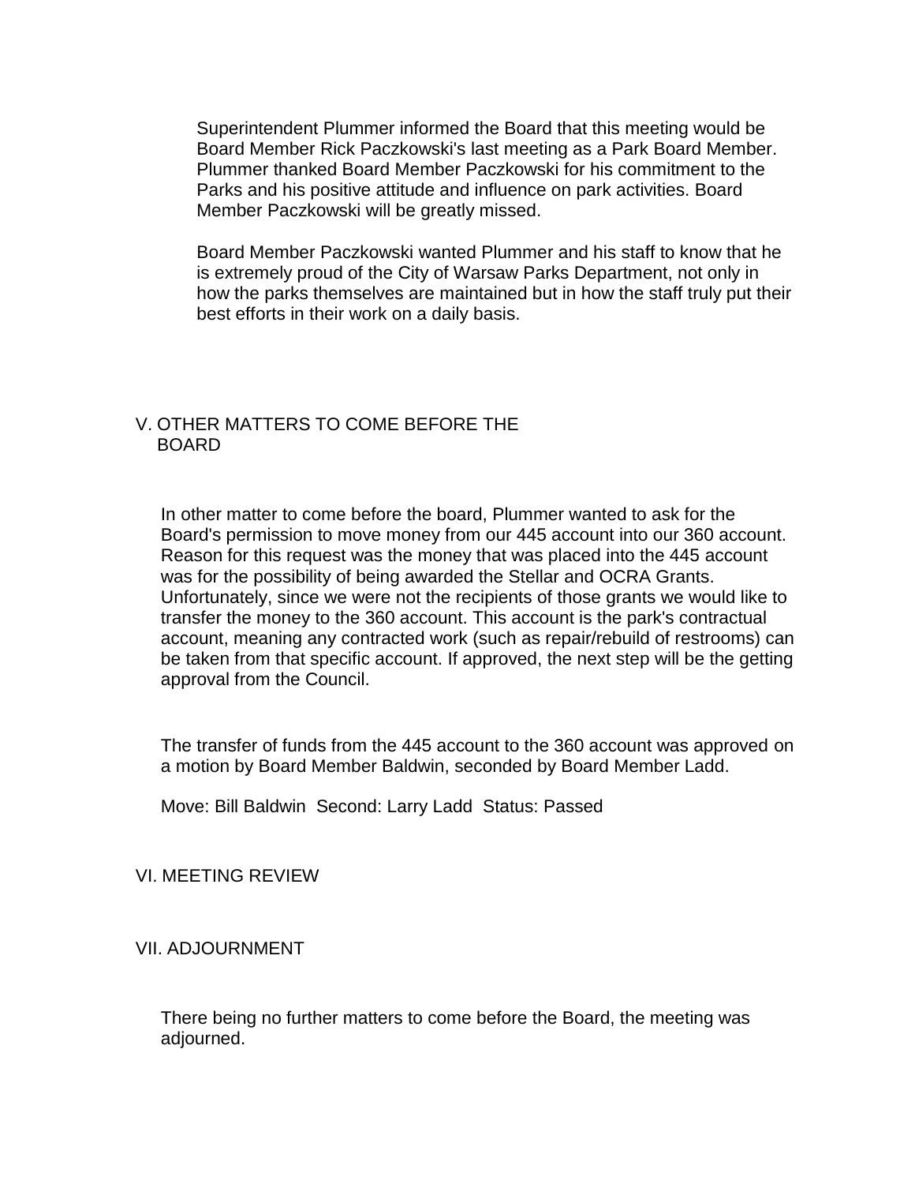Superintendent Plummer informed the Board that this meeting would be Board Member Rick Paczkowski's last meeting as a Park Board Member. Plummer thanked Board Member Paczkowski for his commitment to the Parks and his positive attitude and influence on park activities. Board Member Paczkowski will be greatly missed.

Board Member Paczkowski wanted Plummer and his staff to know that he is extremely proud of the City of Warsaw Parks Department, not only in how the parks themselves are maintained but in how the staff truly put their best efforts in their work on a daily basis.

## V. OTHER MATTERS TO COME BEFORE THE BOARD

In other matter to come before the board, Plummer wanted to ask for the Board's permission to move money from our 445 account into our 360 account. Reason for this request was the money that was placed into the 445 account was for the possibility of being awarded the Stellar and OCRA Grants. Unfortunately, since we were not the recipients of those grants we would like to transfer the money to the 360 account. This account is the park's contractual account, meaning any contracted work (such as repair/rebuild of restrooms) can be taken from that specific account. If approved, the next step will be the getting approval from the Council.

The transfer of funds from the 445 account to the 360 account was approved on a motion by Board Member Baldwin, seconded by Board Member Ladd.

Move: Bill Baldwin  Second: Larry Ladd  Status: Passed

## VI. MEETING REVIEW

## VII. ADJOURNMENT

There being no further matters to come before the Board, the meeting was adjourned.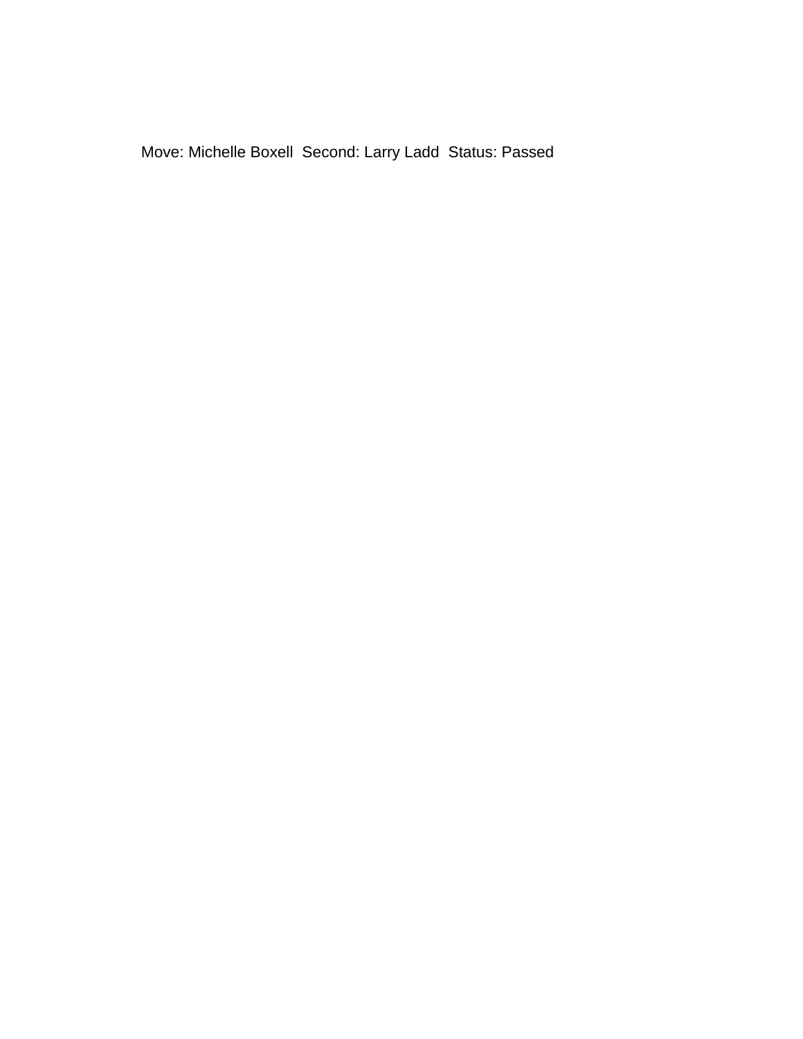Move: Michelle Boxell  Second: Larry Ladd  Status: Passed